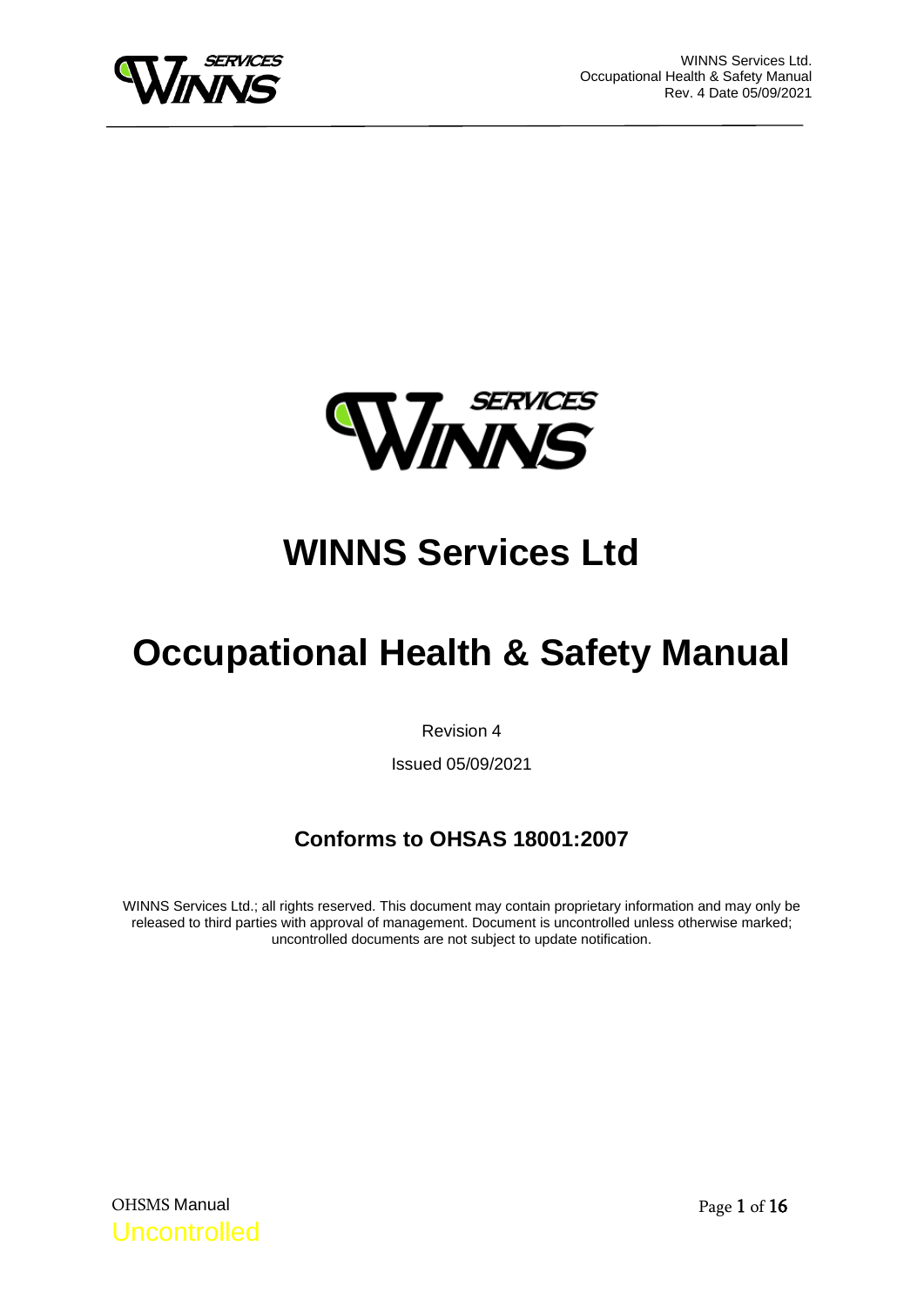# WINNS Services Ltd

# Occupational Health & Safety Manual

Revision 4

Issued 05/09/2021

## Conforms to OHSAS 18001:2007

WINNS Services Ltd.; all rights reserved. This document may contain proprietary information and may only be released to third parties with approval of management. Document is uncontrolled unless otherwise marked; uncontrolled documents are not subject to update notification.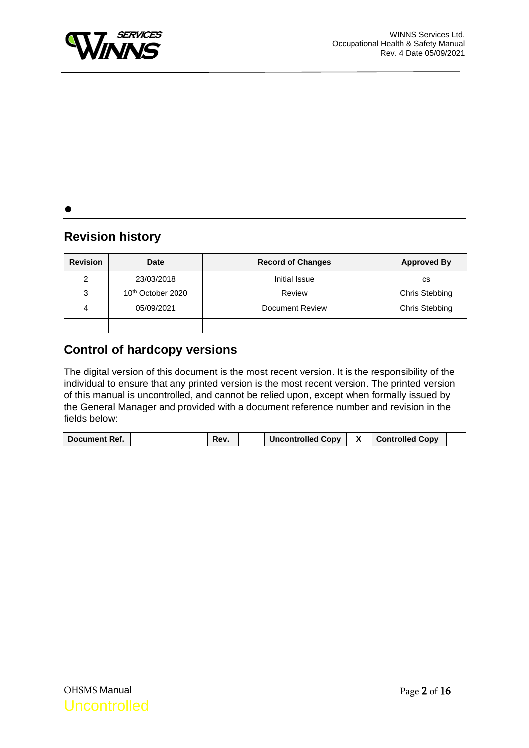## Revision history

| Revision | Date | Record of Changes | Approved By |
|---|---|---|---|
| 2 | 23/03/2018 | Initial Issue | cs |
| 3 | 10th October 2020 | Review | Chris Stebbing |
| 4 | 05/09/2021 | Document Review | Chris Stebbing |
| | | | |

## Control of hardcopy versions

The digital version of this document is the most recent version. It is the responsibility of the individual to ensure that any printed version is the most recent version. The printed version of this manual is uncontrolled, and cannot be relied upon, except when formally issued by the General Manager and provided with a document reference number and revision in the fields below:

| Document Ref. | | Rev. | | Uncontrolled Copy | X | Controlled Copy | |
|---|---|---|---|---|---|---|---|

OHSMS Manual

Uncontrolled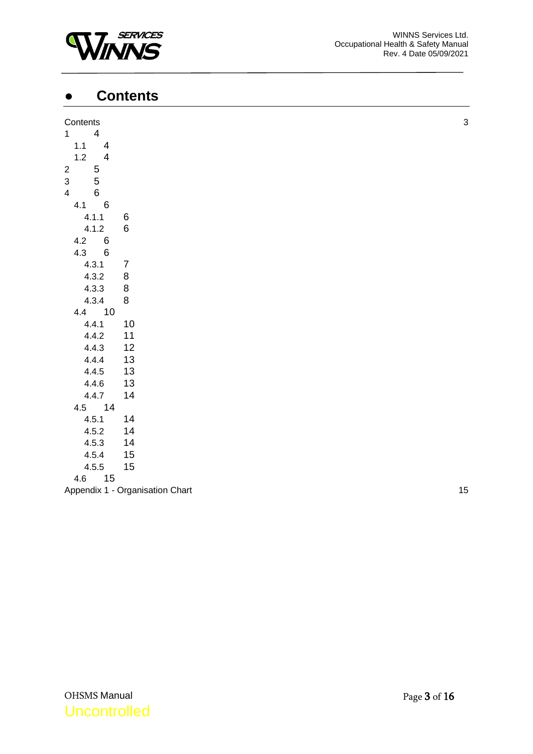# Contents

Contents 3

1 4

  1.1 4

  1.2 4

2 5

3 5

4 6

  4.1 6

    4.1.1 6

    4.1.2 6

  4.2 6

  4.3 6

    4.3.1 7

    4.3.2 8

    4.3.3 8

    4.3.4 8

  4.4 10

    4.4.1 10

    4.4.2 11

    4.4.3 12

    4.4.4 13

    4.4.5 13

    4.4.6 13

    4.4.7 14

  4.5 14

    4.5.1 14

    4.5.2 14

    4.5.3 14

    4.5.4 15

    4.5.5 15

  4.6 15

Appendix 1 - Organisation Chart 15

OHSMS Manual

Uncontrolled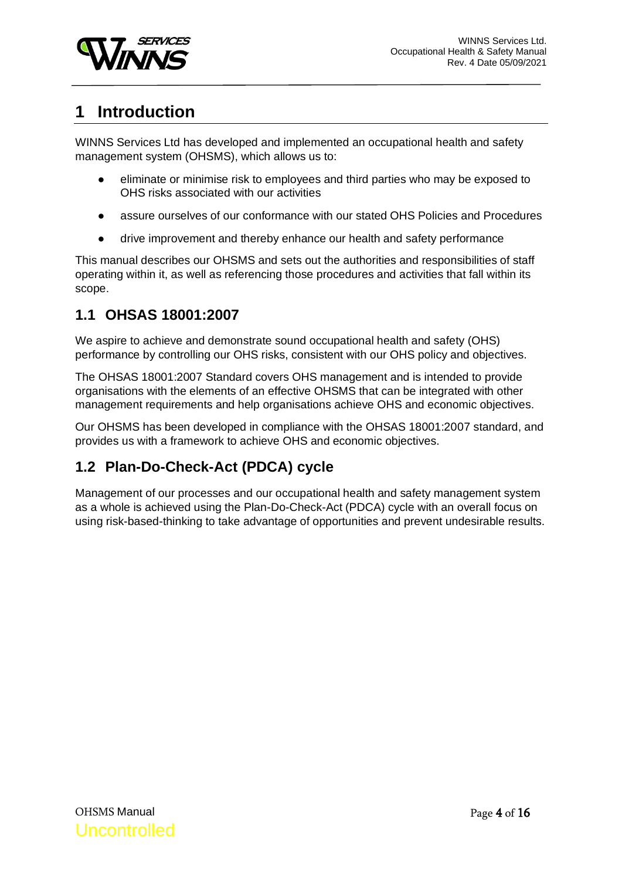# 1 Introduction

WINNS Services Ltd has developed and implemented an occupational health and safety management system (OHSMS), which allows us to:

- eliminate or minimise risk to employees and third parties who may be exposed to OHS risks associated with our activities
- assure ourselves of our conformance with our stated OHS Policies and Procedures
- drive improvement and thereby enhance our health and safety performance

This manual describes our OHSMS and sets out the authorities and responsibilities of staff operating within it, as well as referencing those procedures and activities that fall within its scope.

## 1.1 OHSAS 18001:2007

We aspire to achieve and demonstrate sound occupational health and safety (OHS) performance by controlling our OHS risks, consistent with our OHS policy and objectives.

The OHSAS 18001:2007 Standard covers OHS management and is intended to provide organisations with the elements of an effective OHSMS that can be integrated with other management requirements and help organisations achieve OHS and economic objectives.

Our OHSMS has been developed in compliance with the OHSAS 18001:2007 standard, and provides us with a framework to achieve OHS and economic objectives.

## 1.2 Plan-Do-Check-Act (PDCA) cycle

Management of our processes and our occupational health and safety management system as a whole is achieved using the Plan-Do-Check-Act (PDCA) cycle with an overall focus on using risk-based-thinking to take advantage of opportunities and prevent undesirable results.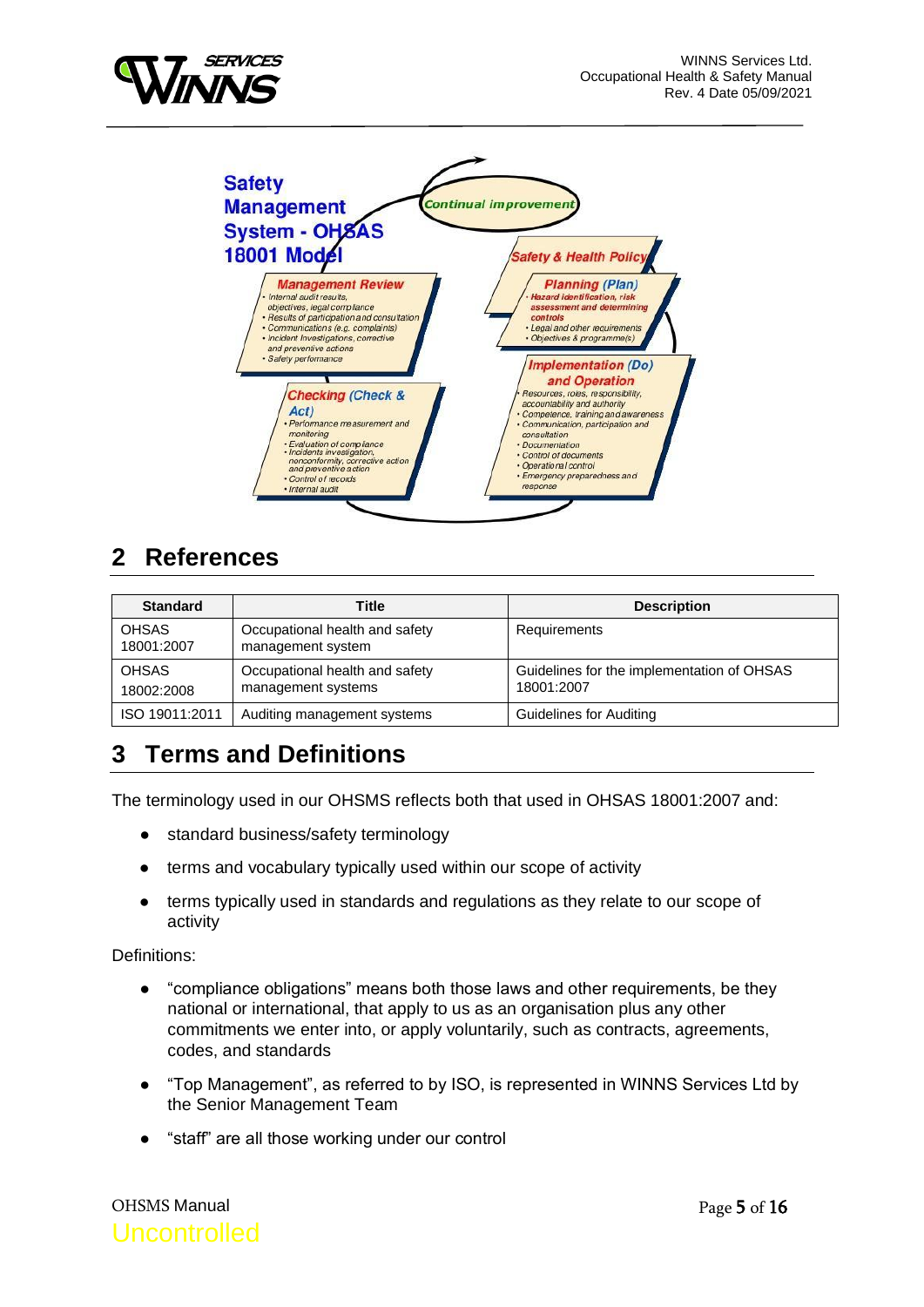## Safety Management System - OHSAS 18001 Model

**Continual improvement**

**Safety & Health Policy**

**Planning (Plan)**
- Hazard identification, risk assessment and determining controls
- Legal and other requirements
- Objectives & programme(s)

**Implementation (Do) and Operation**
- Resources, roles, responsibility, accountability and authority
- Competence, training and awareness
- Communication, participation and consultation
- Documentation
- Control of documents
- Operational control
- Emergency preparedness and response

**Checking (Check & Act)**
- Performance measurement and monitoring
- Evaluation of compliance
- Incidents investigation, nonconformity, corrective action and preventive action
- Control of records
- Internal audit

**Management Review**
- Internal audit results, objectives, legal compliance
- Results of participation and consultation
- Communications (e.g. complaints)
- Incident Investigations, corrective and preventive actions
- Safety performance

# 2 References

| Standard | Title | Description |
|---|---|---|
| OHSAS 18001:2007 | Occupational health and safety management system | Requirements |
| OHSAS 18002:2008 | Occupational health and safety management systems | Guidelines for the implementation of OHSAS 18001:2007 |
| ISO 19011:2011 | Auditing management systems | Guidelines for Auditing |

# 3 Terms and Definitions

The terminology used in our OHSMS reflects both that used in OHSAS 18001:2007 and:

- standard business/safety terminology
- terms and vocabulary typically used within our scope of activity
- terms typically used in standards and regulations as they relate to our scope of activity

Definitions:

- "compliance obligations" means both those laws and other requirements, be they national or international, that apply to us as an organisation plus any other commitments we enter into, or apply voluntarily, such as contracts, agreements, codes, and standards
- "Top Management", as referred to by ISO, is represented in WINNS Services Ltd by the Senior Management Team
- "staff" are all those working under our control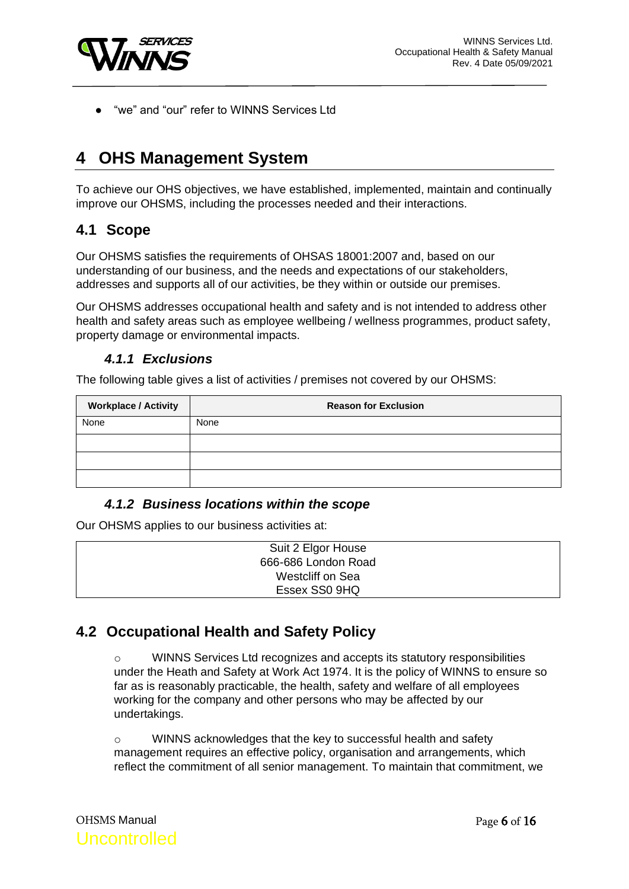- “we” and “our” refer to WINNS Services Ltd

# 4 OHS Management System

To achieve our OHS objectives, we have established, implemented, maintain and continually improve our OHSMS, including the processes needed and their interactions.

## 4.1 Scope

Our OHSMS satisfies the requirements of OHSAS 18001:2007 and, based on our understanding of our business, and the needs and expectations of our stakeholders, addresses and supports all of our activities, be they within or outside our premises.

Our OHSMS addresses occupational health and safety and is not intended to address other health and safety areas such as employee wellbeing / wellness programmes, product safety, property damage or environmental impacts.

### 4.1.1 Exclusions

The following table gives a list of activities / premises not covered by our OHSMS:

| Workplace / Activity | Reason for Exclusion |
|---|---|
| None | None |
| | |
| | |
| | |

### 4.1.2 Business locations within the scope

Our OHSMS applies to our business activities at:

| Suit 2 Elgor House<br>666-686 London Road<br>Westcliff on Sea<br>Essex SS0 9HQ |
|---|

## 4.2 Occupational Health and Safety Policy

- WINNS Services Ltd recognizes and accepts its statutory responsibilities under the Heath and Safety at Work Act 1974. It is the policy of WINNS to ensure so far as is reasonably practicable, the health, safety and welfare of all employees working for the company and other persons who may be affected by our undertakings.

- WINNS acknowledges that the key to successful health and safety management requires an effective policy, organisation and arrangements, which reflect the commitment of all senior management. To maintain that commitment, we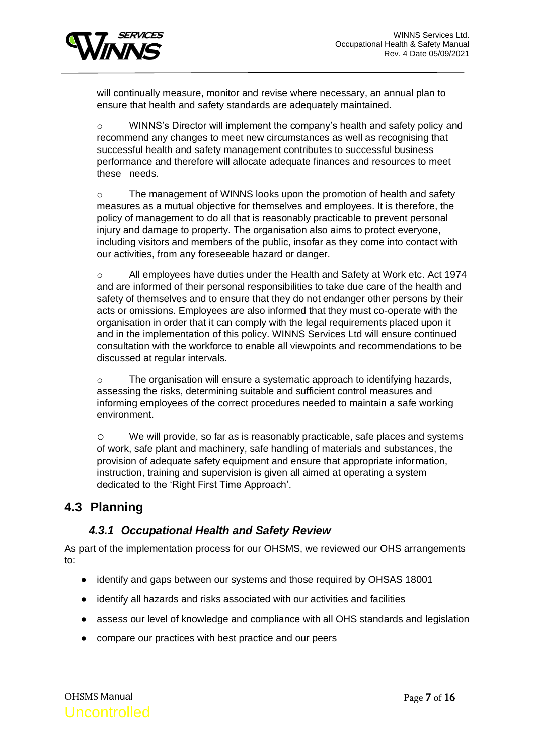will continually measure, monitor and revise where necessary, an annual plan to ensure that health and safety standards are adequately maintained.

- WINNS's Director will implement the company's health and safety policy and recommend any changes to meet new circumstances as well as recognising that successful health and safety management contributes to successful business performance and therefore will allocate adequate finances and resources to meet these needs.

- The management of WINNS looks upon the promotion of health and safety measures as a mutual objective for themselves and employees. It is therefore, the policy of management to do all that is reasonably practicable to prevent personal injury and damage to property. The organisation also aims to protect everyone, including visitors and members of the public, insofar as they come into contact with our activities, from any foreseeable hazard or danger.

- All employees have duties under the Health and Safety at Work etc. Act 1974 and are informed of their personal responsibilities to take due care of the health and safety of themselves and to ensure that they do not endanger other persons by their acts or omissions. Employees are also informed that they must co-operate with the organisation in order that it can comply with the legal requirements placed upon it and in the implementation of this policy. WINNS Services Ltd will ensure continued consultation with the workforce to enable all viewpoints and recommendations to be discussed at regular intervals.

- The organisation will ensure a systematic approach to identifying hazards, assessing the risks, determining suitable and sufficient control measures and informing employees of the correct procedures needed to maintain a safe working environment.

- We will provide, so far as is reasonably practicable, safe places and systems of work, safe plant and machinery, safe handling of materials and substances, the provision of adequate safety equipment and ensure that appropriate information, instruction, training and supervision is given all aimed at operating a system dedicated to the 'Right First Time Approach'.

## 4.3 Planning

### *4.3.1 Occupational Health and Safety Review*

As part of the implementation process for our OHSMS, we reviewed our OHS arrangements to:

- identify and gaps between our systems and those required by OHSAS 18001
- identify all hazards and risks associated with our activities and facilities
- assess our level of knowledge and compliance with all OHS standards and legislation
- compare our practices with best practice and our peers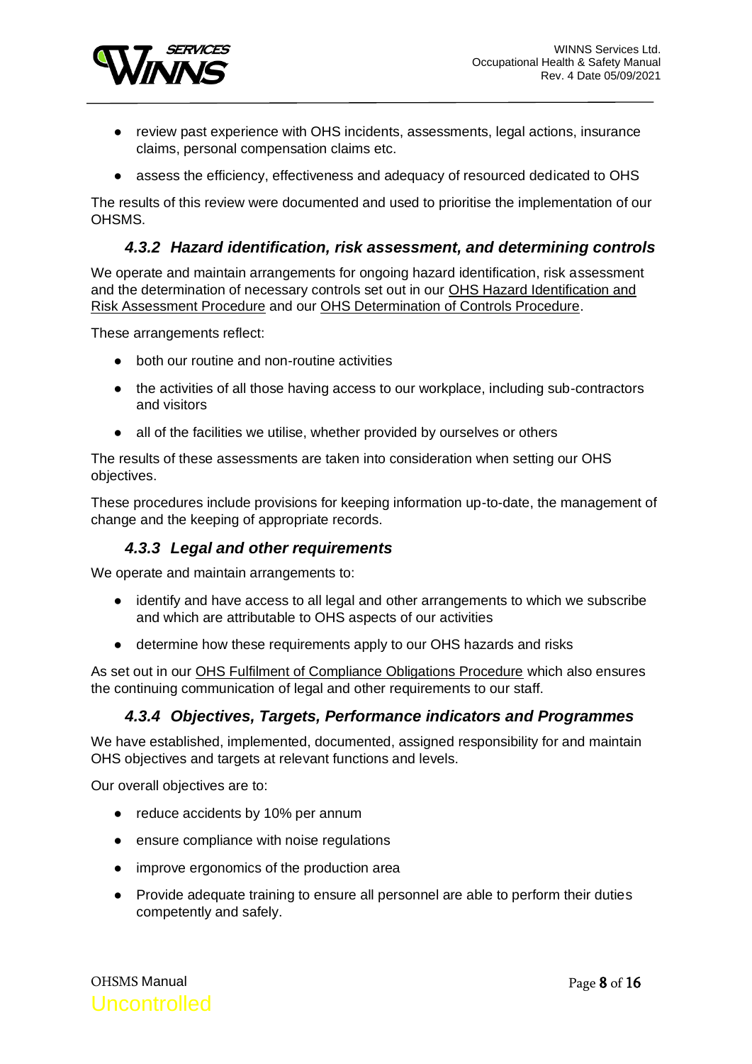- review past experience with OHS incidents, assessments, legal actions, insurance claims, personal compensation claims etc.
- assess the efficiency, effectiveness and adequacy of resourced dedicated to OHS

The results of this review were documented and used to prioritise the implementation of our OHSMS.

### *4.3.2 Hazard identification, risk assessment, and determining controls*

We operate and maintain arrangements for ongoing hazard identification, risk assessment and the determination of necessary controls set out in our OHS Hazard Identification and Risk Assessment Procedure and our OHS Determination of Controls Procedure.

These arrangements reflect:

- both our routine and non-routine activities
- the activities of all those having access to our workplace, including sub-contractors and visitors
- all of the facilities we utilise, whether provided by ourselves or others

The results of these assessments are taken into consideration when setting our OHS objectives.

These procedures include provisions for keeping information up-to-date, the management of change and the keeping of appropriate records.

### *4.3.3 Legal and other requirements*

We operate and maintain arrangements to:

- identify and have access to all legal and other arrangements to which we subscribe and which are attributable to OHS aspects of our activities
- determine how these requirements apply to our OHS hazards and risks

As set out in our OHS Fulfilment of Compliance Obligations Procedure which also ensures the continuing communication of legal and other requirements to our staff.

### *4.3.4 Objectives, Targets, Performance indicators and Programmes*

We have established, implemented, documented, assigned responsibility for and maintain OHS objectives and targets at relevant functions and levels.

Our overall objectives are to:

- reduce accidents by 10% per annum
- ensure compliance with noise regulations
- improve ergonomics of the production area
- Provide adequate training to ensure all personnel are able to perform their duties competently and safely.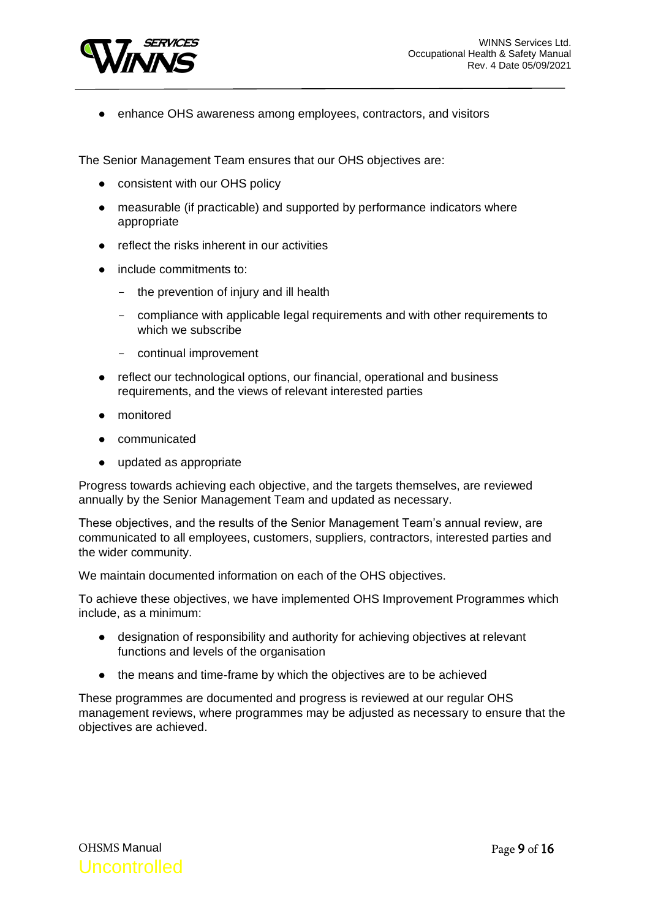- enhance OHS awareness among employees, contractors, and visitors

The Senior Management Team ensures that our OHS objectives are:

- consistent with our OHS policy
- measurable (if practicable) and supported by performance indicators where appropriate
- reflect the risks inherent in our activities
- include commitments to:
  - the prevention of injury and ill health
  - compliance with applicable legal requirements and with other requirements to which we subscribe
  - continual improvement
- reflect our technological options, our financial, operational and business requirements, and the views of relevant interested parties
- monitored
- communicated
- updated as appropriate

Progress towards achieving each objective, and the targets themselves, are reviewed annually by the Senior Management Team and updated as necessary.

These objectives, and the results of the Senior Management Team's annual review, are communicated to all employees, customers, suppliers, contractors, interested parties and the wider community.

We maintain documented information on each of the OHS objectives.

To achieve these objectives, we have implemented OHS Improvement Programmes which include, as a minimum:

- designation of responsibility and authority for achieving objectives at relevant functions and levels of the organisation
- the means and time-frame by which the objectives are to be achieved

These programmes are documented and progress is reviewed at our regular OHS management reviews, where programmes may be adjusted as necessary to ensure that the objectives are achieved.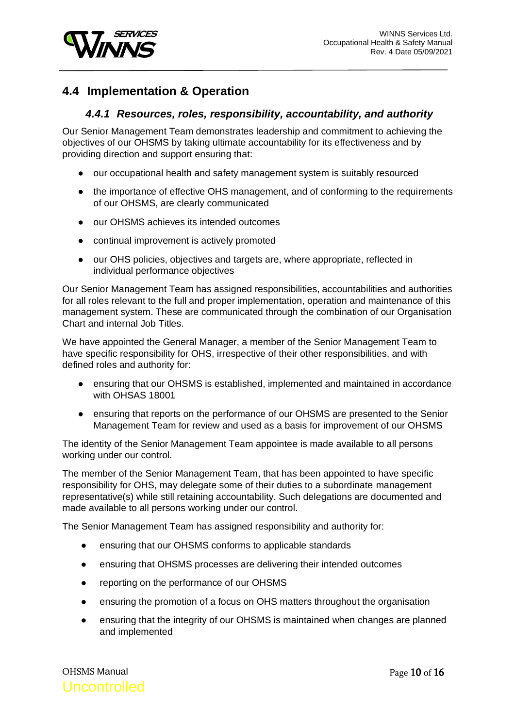## 4.4 Implementation & Operation

### *4.4.1 Resources, roles, responsibility, accountability, and authority*

Our Senior Management Team demonstrates leadership and commitment to achieving the objectives of our OHSMS by taking ultimate accountability for its effectiveness and by providing direction and support ensuring that:

- our occupational health and safety management system is suitably resourced
- the importance of effective OHS management, and of conforming to the requirements of our OHSMS, are clearly communicated
- our OHSMS achieves its intended outcomes
- continual improvement is actively promoted
- our OHS policies, objectives and targets are, where appropriate, reflected in individual performance objectives

Our Senior Management Team has assigned responsibilities, accountabilities and authorities for all roles relevant to the full and proper implementation, operation and maintenance of this management system. These are communicated through the combination of our Organisation Chart and internal Job Titles.

We have appointed the General Manager, a member of the Senior Management Team to have specific responsibility for OHS, irrespective of their other responsibilities, and with defined roles and authority for:

- ensuring that our OHSMS is established, implemented and maintained in accordance with OHSAS 18001
- ensuring that reports on the performance of our OHSMS are presented to the Senior Management Team for review and used as a basis for improvement of our OHSMS

The identity of the Senior Management Team appointee is made available to all persons working under our control.

The member of the Senior Management Team, that has been appointed to have specific responsibility for OHS, may delegate some of their duties to a subordinate management representative(s) while still retaining accountability. Such delegations are documented and made available to all persons working under our control.

The Senior Management Team has assigned responsibility and authority for:

- ensuring that our OHSMS conforms to applicable standards
- ensuring that OHSMS processes are delivering their intended outcomes
- reporting on the performance of our OHSMS
- ensuring the promotion of a focus on OHS matters throughout the organisation
- ensuring that the integrity of our OHSMS is maintained when changes are planned and implemented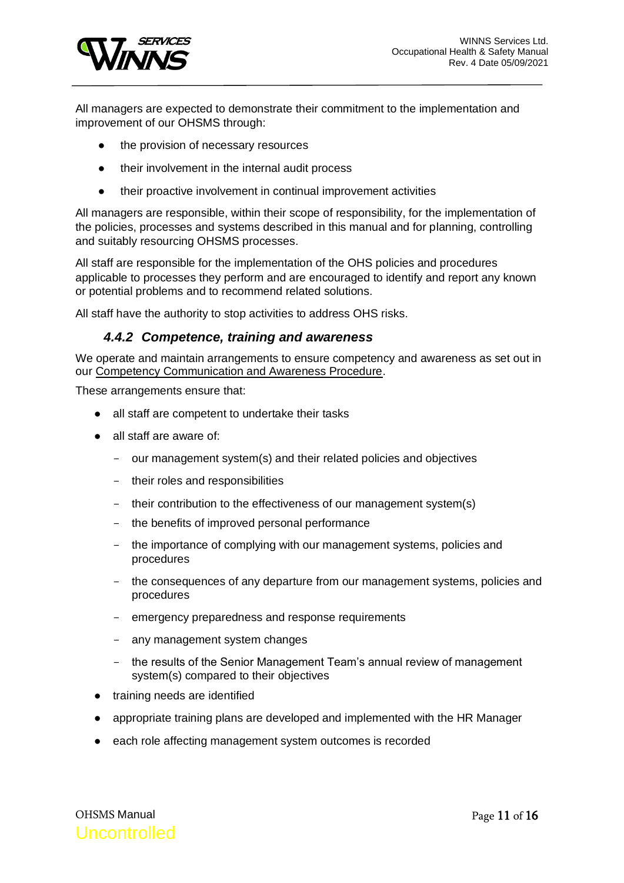All managers are expected to demonstrate their commitment to the implementation and improvement of our OHSMS through:

- the provision of necessary resources
- their involvement in the internal audit process
- their proactive involvement in continual improvement activities

All managers are responsible, within their scope of responsibility, for the implementation of the policies, processes and systems described in this manual and for planning, controlling and suitably resourcing OHSMS processes.

All staff are responsible for the implementation of the OHS policies and procedures applicable to processes they perform and are encouraged to identify and report any known or potential problems and to recommend related solutions.

All staff have the authority to stop activities to address OHS risks.

### *4.4.2 Competence, training and awareness*

We operate and maintain arrangements to ensure competency and awareness as set out in our Competency Communication and Awareness Procedure.

These arrangements ensure that:

- all staff are competent to undertake their tasks
- all staff are aware of:
  - our management system(s) and their related policies and objectives
  - their roles and responsibilities
  - their contribution to the effectiveness of our management system(s)
  - the benefits of improved personal performance
  - the importance of complying with our management systems, policies and procedures
  - the consequences of any departure from our management systems, policies and procedures
  - emergency preparedness and response requirements
  - any management system changes
  - the results of the Senior Management Team's annual review of management system(s) compared to their objectives
- training needs are identified
- appropriate training plans are developed and implemented with the HR Manager
- each role affecting management system outcomes is recorded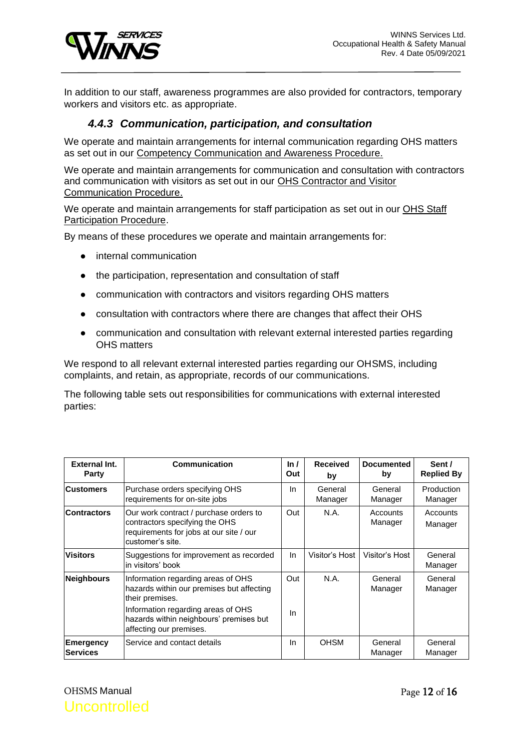In addition to our staff, awareness programmes are also provided for contractors, temporary workers and visitors etc. as appropriate.

### *4.4.3 Communication, participation, and consultation*

We operate and maintain arrangements for internal communication regarding OHS matters as set out in our Competency Communication and Awareness Procedure.

We operate and maintain arrangements for communication and consultation with contractors and communication with visitors as set out in our OHS Contractor and Visitor Communication Procedure.

We operate and maintain arrangements for staff participation as set out in our OHS Staff Participation Procedure.

By means of these procedures we operate and maintain arrangements for:

- internal communication
- the participation, representation and consultation of staff
- communication with contractors and visitors regarding OHS matters
- consultation with contractors where there are changes that affect their OHS
- communication and consultation with relevant external interested parties regarding OHS matters

We respond to all relevant external interested parties regarding our OHSMS, including complaints, and retain, as appropriate, records of our communications.

The following table sets out responsibilities for communications with external interested parties:

| External Int. Party | Communication | In / Out | Received by | Documented by | Sent / Replied By |
|---|---|---|---|---|---|
| **Customers** | Purchase orders specifying OHS requirements for on-site jobs | In | General Manager | General Manager | Production Manager |
| **Contractors** | Our work contract / purchase orders to contractors specifying the OHS requirements for jobs at our site / our customer's site. | Out | N.A. | Accounts Manager | Accounts Manager |
| **Visitors** | Suggestions for improvement as recorded in visitors' book | In | Visitor's Host | Visitor's Host | General Manager |
| **Neighbours** | Information regarding areas of OHS hazards within our premises but affecting their premises.<br>Information regarding areas of OHS hazards within neighbours' premises but affecting our premises. | Out<br>In | N.A. | General Manager | General Manager |
| **Emergency Services** | Service and contact details | In | OHSM | General Manager | General Manager |

OHSMS Manual

Uncontrolled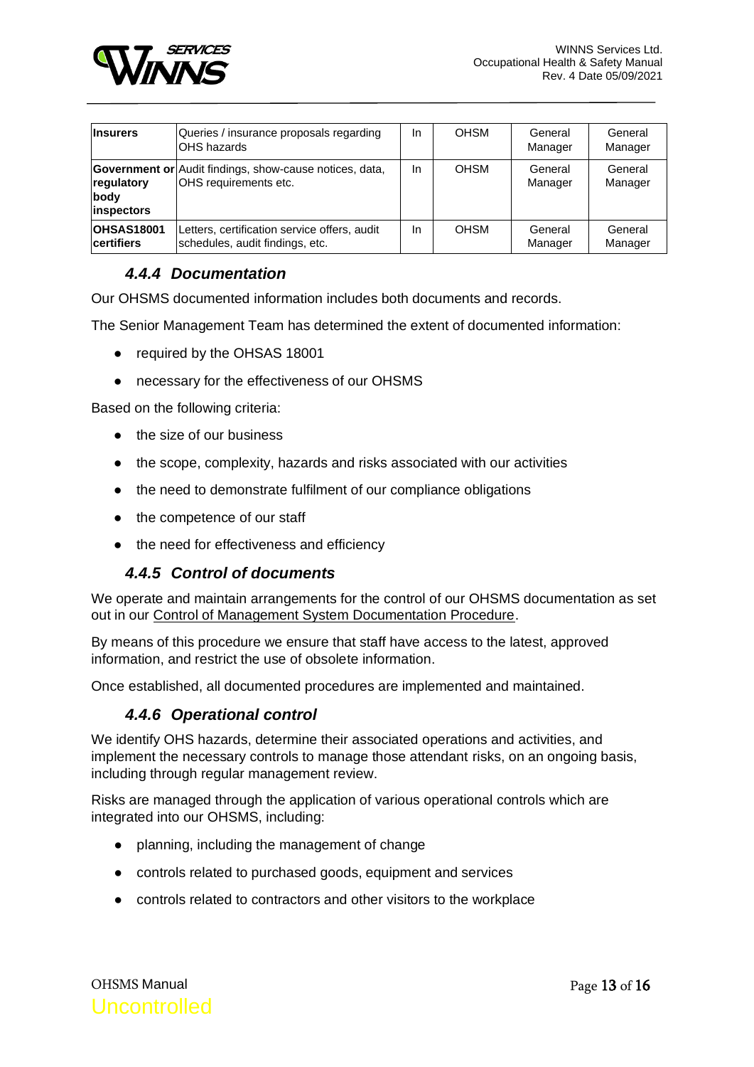| **Insurers** | Queries / insurance proposals regarding OHS hazards | In | OHSM | General Manager | General Manager |
|---|---|---|---|---|---|
| **Government or regulatory body inspectors** | Audit findings, show-cause notices, data, OHS requirements etc. | In | OHSM | General Manager | General Manager |
| **OHSAS18001 certifiers** | Letters, certification service offers, audit schedules, audit findings, etc. | In | OHSM | General Manager | General Manager |

### *4.4.4 Documentation*

Our OHSMS documented information includes both documents and records.

The Senior Management Team has determined the extent of documented information:

- required by the OHSAS 18001
- necessary for the effectiveness of our OHSMS

Based on the following criteria:

- the size of our business
- the scope, complexity, hazards and risks associated with our activities
- the need to demonstrate fulfilment of our compliance obligations
- the competence of our staff
- the need for effectiveness and efficiency

### *4.4.5 Control of documents*

We operate and maintain arrangements for the control of our OHSMS documentation as set out in our Control of Management System Documentation Procedure.

By means of this procedure we ensure that staff have access to the latest, approved information, and restrict the use of obsolete information.

Once established, all documented procedures are implemented and maintained.

### *4.4.6 Operational control*

We identify OHS hazards, determine their associated operations and activities, and implement the necessary controls to manage those attendant risks, on an ongoing basis, including through regular management review.

Risks are managed through the application of various operational controls which are integrated into our OHSMS, including:

- planning, including the management of change
- controls related to purchased goods, equipment and services
- controls related to contractors and other visitors to the workplace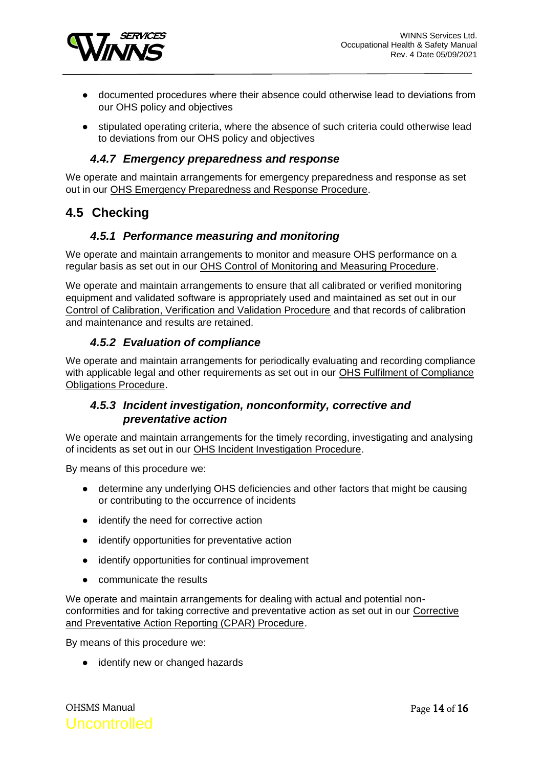- documented procedures where their absence could otherwise lead to deviations from our OHS policy and objectives
- stipulated operating criteria, where the absence of such criteria could otherwise lead to deviations from our OHS policy and objectives

### *4.4.7 Emergency preparedness and response*

We operate and maintain arrangements for emergency preparedness and response as set out in our OHS Emergency Preparedness and Response Procedure.

## 4.5 Checking

### *4.5.1 Performance measuring and monitoring*

We operate and maintain arrangements to monitor and measure OHS performance on a regular basis as set out in our OHS Control of Monitoring and Measuring Procedure.

We operate and maintain arrangements to ensure that all calibrated or verified monitoring equipment and validated software is appropriately used and maintained as set out in our Control of Calibration, Verification and Validation Procedure and that records of calibration and maintenance and results are retained.

### *4.5.2 Evaluation of compliance*

We operate and maintain arrangements for periodically evaluating and recording compliance with applicable legal and other requirements as set out in our OHS Fulfilment of Compliance Obligations Procedure.

### *4.5.3 Incident investigation, nonconformity, corrective and preventative action*

We operate and maintain arrangements for the timely recording, investigating and analysing of incidents as set out in our OHS Incident Investigation Procedure.

By means of this procedure we:

- determine any underlying OHS deficiencies and other factors that might be causing or contributing to the occurrence of incidents
- identify the need for corrective action
- identify opportunities for preventative action
- identify opportunities for continual improvement
- communicate the results

We operate and maintain arrangements for dealing with actual and potential non-conformities and for taking corrective and preventative action as set out in our Corrective and Preventative Action Reporting (CPAR) Procedure.

By means of this procedure we:

- identify new or changed hazards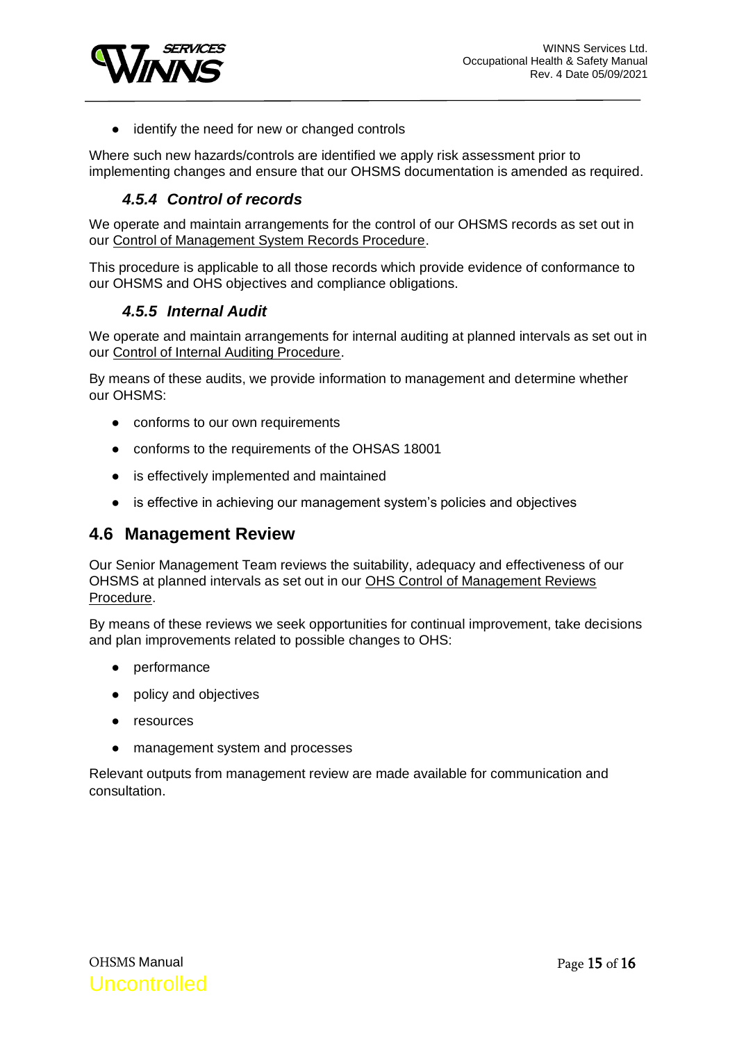- identify the need for new or changed controls

Where such new hazards/controls are identified we apply risk assessment prior to implementing changes and ensure that our OHSMS documentation is amended as required.

### *4.5.4 Control of records*

We operate and maintain arrangements for the control of our OHSMS records as set out in our Control of Management System Records Procedure.

This procedure is applicable to all those records which provide evidence of conformance to our OHSMS and OHS objectives and compliance obligations.

### *4.5.5 Internal Audit*

We operate and maintain arrangements for internal auditing at planned intervals as set out in our Control of Internal Auditing Procedure.

By means of these audits, we provide information to management and determine whether our OHSMS:

- conforms to our own requirements
- conforms to the requirements of the OHSAS 18001
- is effectively implemented and maintained
- is effective in achieving our management system's policies and objectives

## 4.6 Management Review

Our Senior Management Team reviews the suitability, adequacy and effectiveness of our OHSMS at planned intervals as set out in our OHS Control of Management Reviews Procedure.

By means of these reviews we seek opportunities for continual improvement, take decisions and plan improvements related to possible changes to OHS:

- performance
- policy and objectives
- resources
- management system and processes

Relevant outputs from management review are made available for communication and consultation.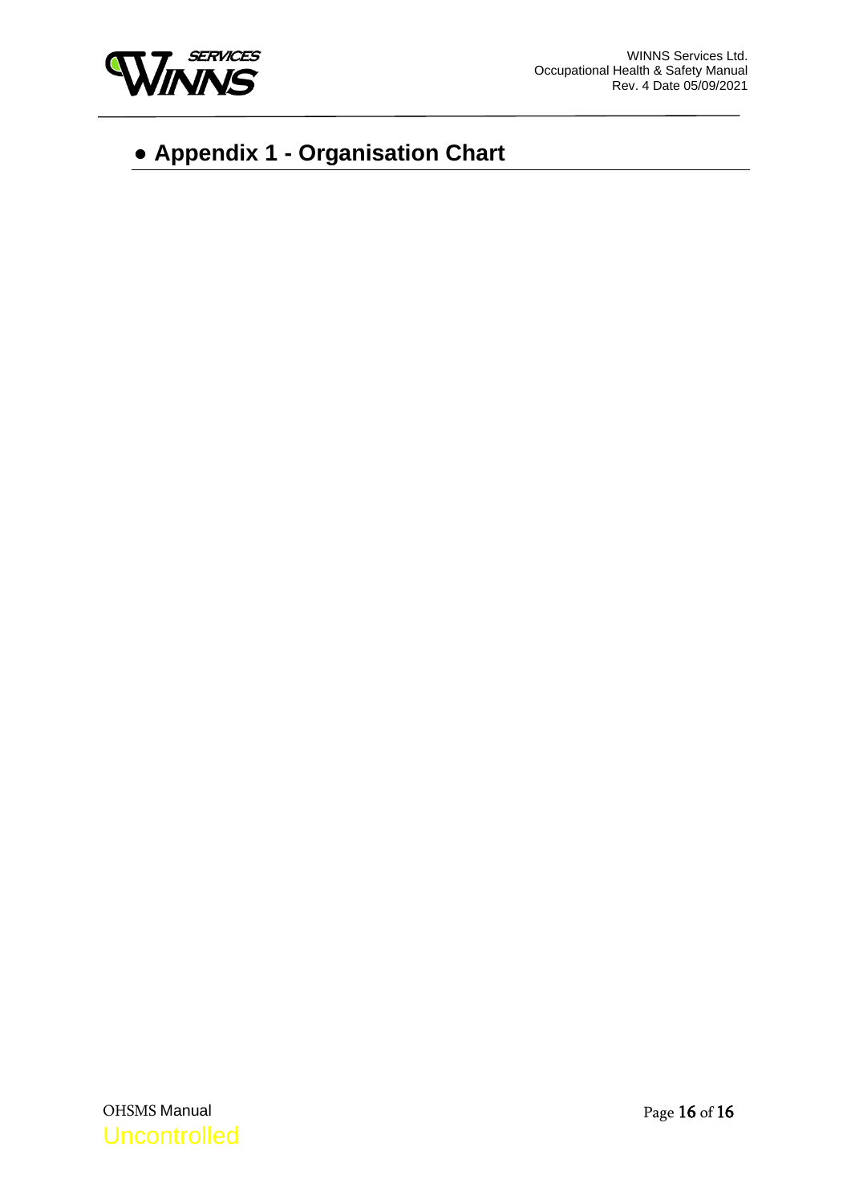## Appendix 1 - Organisation Chart